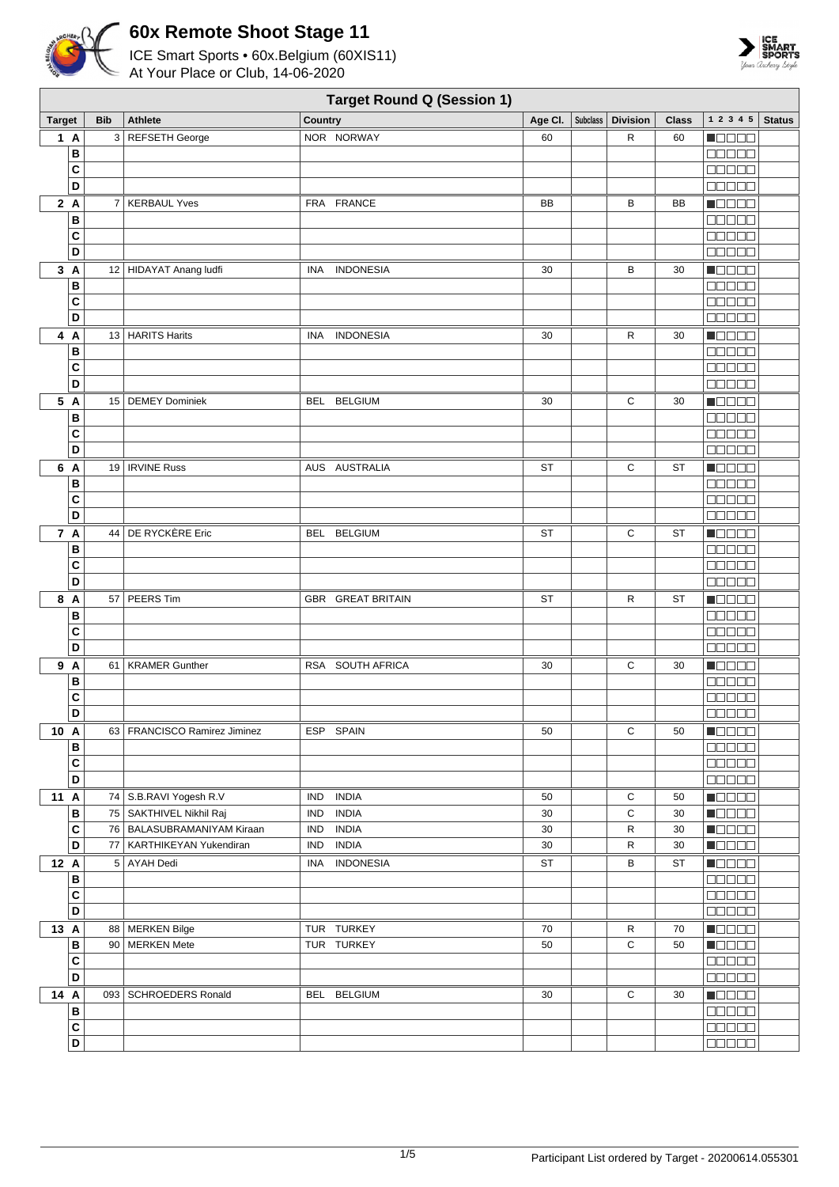# 60x Remote Shoot Stage 11

ICE Smart Sports • 60x.Belgium (60XIS11)
At Your Place or Club, 14-06-2020

## Target Round Q (Session 1)

| Target | | Bib | Athlete | Country | Age Cl. | Subclass | Division | Class | 1 2 3 4 5 | Status |
|---|---|---|---|---|---|---|---|---|---|---|
| 1 | A | 3 | REFSETH George | NOR NORWAY | 60 | | R | 60 | ■□□□□ | |
| | B | | | | | | | | □□□□□ | |
| | C | | | | | | | | □□□□□ | |
| | D | | | | | | | | □□□□□ | |
| 2 | A | 7 | KERBAUL Yves | FRA FRANCE | BB | | B | BB | ■□□□□ | |
| | B | | | | | | | | □□□□□ | |
| | C | | | | | | | | □□□□□ | |
| | D | | | | | | | | □□□□□ | |
| 3 | A | 12 | HIDAYAT Anang ludfi | INA INDONESIA | 30 | | B | 30 | ■□□□□ | |
| | B | | | | | | | | □□□□□ | |
| | C | | | | | | | | □□□□□ | |
| | D | | | | | | | | □□□□□ | |
| 4 | A | 13 | HARITS Harits | INA INDONESIA | 30 | | R | 30 | ■□□□□ | |
| | B | | | | | | | | □□□□□ | |
| | C | | | | | | | | □□□□□ | |
| | D | | | | | | | | □□□□□ | |
| 5 | A | 15 | DEMEY Dominiek | BEL BELGIUM | 30 | | C | 30 | ■□□□□ | |
| | B | | | | | | | | □□□□□ | |
| | C | | | | | | | | □□□□□ | |
| | D | | | | | | | | □□□□□ | |
| 6 | A | 19 | IRVINE Russ | AUS AUSTRALIA | ST | | C | ST | ■□□□□ | |
| | B | | | | | | | | □□□□□ | |
| | C | | | | | | | | □□□□□ | |
| | D | | | | | | | | □□□□□ | |
| 7 | A | 44 | DE RYCKÈRE Eric | BEL BELGIUM | ST | | C | ST | ■□□□□ | |
| | B | | | | | | | | □□□□□ | |
| | C | | | | | | | | □□□□□ | |
| | D | | | | | | | | □□□□□ | |
| 8 | A | 57 | PEERS Tim | GBR GREAT BRITAIN | ST | | R | ST | ■□□□□ | |
| | B | | | | | | | | □□□□□ | |
| | C | | | | | | | | □□□□□ | |
| | D | | | | | | | | □□□□□ | |
| 9 | A | 61 | KRAMER Gunther | RSA SOUTH AFRICA | 30 | | C | 30 | ■□□□□ | |
| | B | | | | | | | | □□□□□ | |
| | C | | | | | | | | □□□□□ | |
| | D | | | | | | | | □□□□□ | |
| 10 | A | 63 | FRANCISCO Ramirez Jiminez | ESP SPAIN | 50 | | C | 50 | ■□□□□ | |
| | B | | | | | | | | □□□□□ | |
| | C | | | | | | | | □□□□□ | |
| | D | | | | | | | | □□□□□ | |
| 11 | A | 74 | S.B.RAVI Yogesh R.V | IND INDIA | 50 | | C | 50 | ■□□□□ | |
| | B | 75 | SAKTHIVEL Nikhil Raj | IND INDIA | 30 | | C | 30 | ■□□□□ | |
| | C | 76 | BALASUBRAMANIYAM Kiraan | IND INDIA | 30 | | R | 30 | ■□□□□ | |
| | D | 77 | KARTHIKEYAN Yukendiran | IND INDIA | 30 | | R | 30 | ■□□□□ | |
| 12 | A | 5 | AYAH Dedi | INA INDONESIA | ST | | B | ST | ■□□□□ | |
| | B | | | | | | | | □□□□□ | |
| | C | | | | | | | | □□□□□ | |
| | D | | | | | | | | □□□□□ | |
| 13 | A | 88 | MERKEN Bilge | TUR TURKEY | 70 | | R | 70 | ■□□□□ | |
| | B | 90 | MERKEN Mete | TUR TURKEY | 50 | | C | 50 | ■□□□□ | |
| | C | | | | | | | | □□□□□ | |
| | D | | | | | | | | □□□□□ | |
| 14 | A | 093 | SCHROEDERS Ronald | BEL BELGIUM | 30 | | C | 30 | ■□□□□ | |
| | B | | | | | | | | □□□□□ | |
| | C | | | | | | | | □□□□□ | |
| | D | | | | | | | | □□□□□ | |

Participant List ordered by Target - 20200614.055301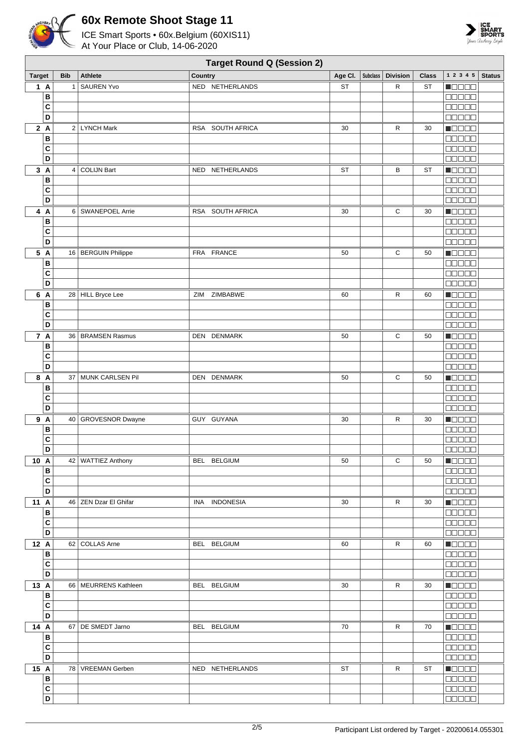# 60x Remote Shoot Stage 11

ICE Smart Sports • 60x.Belgium (60XIS11)
At Your Place or Club, 14-06-2020

## Target Round Q (Session 2)

| Target | | Bib | Athlete | Country | Age Cl. | Subclass | Division | Class | 1 2 3 4 5 | Status |
|---|---|---|---|---|---|---|---|---|---|---|
| 1 | A | 1 | SAUREN Yvo | NED NETHERLANDS | ST | | R | ST | ■□□□□ | |
| | B | | | | | | | | □□□□□ | |
| | C | | | | | | | | □□□□□ | |
| | D | | | | | | | | □□□□□ | |
| 2 | A | 2 | LYNCH Mark | RSA SOUTH AFRICA | 30 | | R | 30 | ■□□□□ | |
| | B | | | | | | | | □□□□□ | |
| | C | | | | | | | | □□□□□ | |
| | D | | | | | | | | □□□□□ | |
| 3 | A | 4 | COLIJN Bart | NED NETHERLANDS | ST | | B | ST | ■□□□□ | |
| | B | | | | | | | | □□□□□ | |
| | C | | | | | | | | □□□□□ | |
| | D | | | | | | | | □□□□□ | |
| 4 | A | 6 | SWANEPOEL Arrie | RSA SOUTH AFRICA | 30 | | C | 30 | ■□□□□ | |
| | B | | | | | | | | □□□□□ | |
| | C | | | | | | | | □□□□□ | |
| | D | | | | | | | | □□□□□ | |
| 5 | A | 16 | BERGUIN Philippe | FRA FRANCE | 50 | | C | 50 | ■□□□□ | |
| | B | | | | | | | | □□□□□ | |
| | C | | | | | | | | □□□□□ | |
| | D | | | | | | | | □□□□□ | |
| 6 | A | 28 | HILL Bryce Lee | ZIM ZIMBABWE | 60 | | R | 60 | ■□□□□ | |
| | B | | | | | | | | □□□□□ | |
| | C | | | | | | | | □□□□□ | |
| | D | | | | | | | | □□□□□ | |
| 7 | A | 36 | BRAMSEN Rasmus | DEN DENMARK | 50 | | C | 50 | ■□□□□ | |
| | B | | | | | | | | □□□□□ | |
| | C | | | | | | | | □□□□□ | |
| | D | | | | | | | | □□□□□ | |
| 8 | A | 37 | MUNK CARLSEN Pil | DEN DENMARK | 50 | | C | 50 | ■□□□□ | |
| | B | | | | | | | | □□□□□ | |
| | C | | | | | | | | □□□□□ | |
| | D | | | | | | | | □□□□□ | |
| 9 | A | 40 | GROVESNOR Dwayne | GUY GUYANA | 30 | | R | 30 | ■□□□□ | |
| | B | | | | | | | | □□□□□ | |
| | C | | | | | | | | □□□□□ | |
| | D | | | | | | | | □□□□□ | |
| 10 | A | 42 | WATTIEZ Anthony | BEL BELGIUM | 50 | | C | 50 | ■□□□□ | |
| | B | | | | | | | | □□□□□ | |
| | C | | | | | | | | □□□□□ | |
| | D | | | | | | | | □□□□□ | |
| 11 | A | 46 | ZEN Dzar El Ghifar | INA INDONESIA | 30 | | R | 30 | ■□□□□ | |
| | B | | | | | | | | □□□□□ | |
| | C | | | | | | | | □□□□□ | |
| | D | | | | | | | | □□□□□ | |
| 12 | A | 62 | COLLAS Arne | BEL BELGIUM | 60 | | R | 60 | ■□□□□ | |
| | B | | | | | | | | □□□□□ | |
| | C | | | | | | | | □□□□□ | |
| | D | | | | | | | | □□□□□ | |
| 13 | A | 66 | MEURRENS Kathleen | BEL BELGIUM | 30 | | R | 30 | ■□□□□ | |
| | B | | | | | | | | □□□□□ | |
| | C | | | | | | | | □□□□□ | |
| | D | | | | | | | | □□□□□ | |
| 14 | A | 67 | DE SMEDT Jarno | BEL BELGIUM | 70 | | R | 70 | ■□□□□ | |
| | B | | | | | | | | □□□□□ | |
| | C | | | | | | | | □□□□□ | |
| | D | | | | | | | | □□□□□ | |
| 15 | A | 78 | VREEMAN Gerben | NED NETHERLANDS | ST | | R | ST | ■□□□□ | |
| | B | | | | | | | | □□□□□ | |
| | C | | | | | | | | □□□□□ | |
| | D | | | | | | | | □□□□□ | |

Participant List ordered by Target - 20200614.055301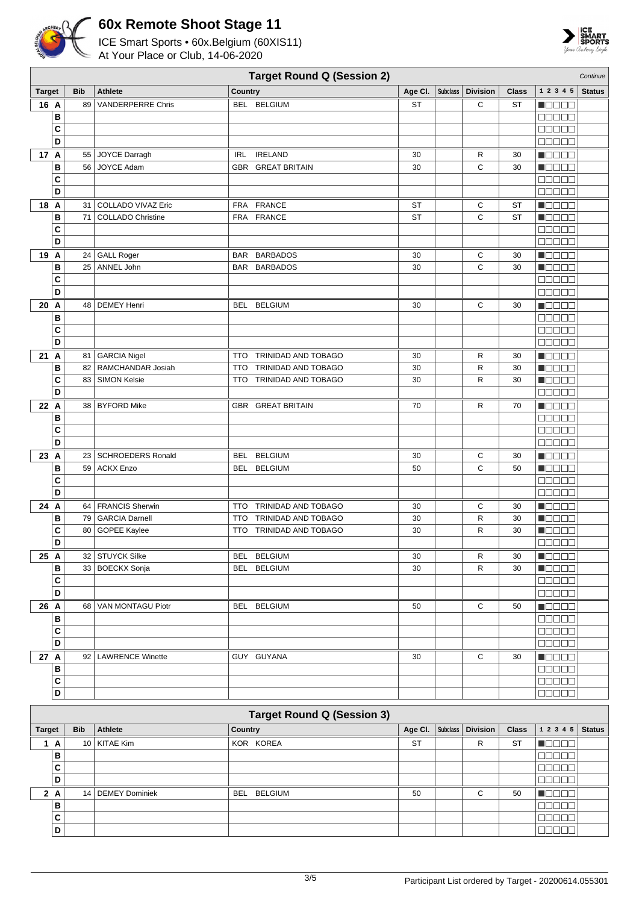# 60x Remote Shoot Stage 11

ICE Smart Sports • 60x.Belgium (60XIS11)
At Your Place or Club, 14-06-2020

## Target Round Q (Session 2)

*Continue*

| Target | | Bib | Athlete | Country | Age Cl. | Subclass | Division | Class | 1 2 3 4 5 | Status |
|---|---|---|---|---|---|---|---|---|---|---|
| 16 | A | 89 | VANDERPERRE Chris | BEL BELGIUM | ST | | C | ST | ■□□□□ | |
| | B | | | | | | | | □□□□□ | |
| | C | | | | | | | | □□□□□ | |
| | D | | | | | | | | □□□□□ | |
| 17 | A | 55 | JOYCE Darragh | IRL IRELAND | 30 | | R | 30 | ■□□□□ | |
| | B | 56 | JOYCE Adam | GBR GREAT BRITAIN | 30 | | C | 30 | ■□□□□ | |
| | C | | | | | | | | □□□□□ | |
| | D | | | | | | | | □□□□□ | |
| 18 | A | 31 | COLLADO VIVAZ Eric | FRA FRANCE | ST | | C | ST | ■□□□□ | |
| | B | 71 | COLLADO Christine | FRA FRANCE | ST | | C | ST | ■□□□□ | |
| | C | | | | | | | | □□□□□ | |
| | D | | | | | | | | □□□□□ | |
| 19 | A | 24 | GALL Roger | BAR BARBADOS | 30 | | C | 30 | ■□□□□ | |
| | B | 25 | ANNEL John | BAR BARBADOS | 30 | | C | 30 | ■□□□□ | |
| | C | | | | | | | | □□□□□ | |
| | D | | | | | | | | □□□□□ | |
| 20 | A | 48 | DEMEY Henri | BEL BELGIUM | 30 | | C | 30 | ■□□□□ | |
| | B | | | | | | | | □□□□□ | |
| | C | | | | | | | | □□□□□ | |
| | D | | | | | | | | □□□□□ | |
| 21 | A | 81 | GARCIA Nigel | TTO TRINIDAD AND TOBAGO | 30 | | R | 30 | ■□□□□ | |
| | B | 82 | RAMCHANDAR Josiah | TTO TRINIDAD AND TOBAGO | 30 | | R | 30 | ■□□□□ | |
| | C | 83 | SIMON Kelsie | TTO TRINIDAD AND TOBAGO | 30 | | R | 30 | ■□□□□ | |
| | D | | | | | | | | □□□□□ | |
| 22 | A | 38 | BYFORD Mike | GBR GREAT BRITAIN | 70 | | R | 70 | ■□□□□ | |
| | B | | | | | | | | □□□□□ | |
| | C | | | | | | | | □□□□□ | |
| | D | | | | | | | | □□□□□ | |
| 23 | A | 23 | SCHROEDERS Ronald | BEL BELGIUM | 30 | | C | 30 | ■□□□□ | |
| | B | 59 | ACKX Enzo | BEL BELGIUM | 50 | | C | 50 | ■□□□□ | |
| | C | | | | | | | | □□□□□ | |
| | D | | | | | | | | □□□□□ | |
| 24 | A | 64 | FRANCIS Sherwin | TTO TRINIDAD AND TOBAGO | 30 | | C | 30 | ■□□□□ | |
| | B | 79 | GARCIA Darnell | TTO TRINIDAD AND TOBAGO | 30 | | R | 30 | ■□□□□ | |
| | C | 80 | GOPEE Kaylee | TTO TRINIDAD AND TOBAGO | 30 | | R | 30 | ■□□□□ | |
| | D | | | | | | | | □□□□□ | |
| 25 | A | 32 | STUYCK Silke | BEL BELGIUM | 30 | | R | 30 | ■□□□□ | |
| | B | 33 | BOECKX Sonja | BEL BELGIUM | 30 | | R | 30 | ■□□□□ | |
| | C | | | | | | | | □□□□□ | |
| | D | | | | | | | | □□□□□ | |
| 26 | A | 68 | VAN MONTAGU Piotr | BEL BELGIUM | 50 | | C | 50 | ■□□□□ | |
| | B | | | | | | | | □□□□□ | |
| | C | | | | | | | | □□□□□ | |
| | D | | | | | | | | □□□□□ | |
| 27 | A | 92 | LAWRENCE Winette | GUY GUYANA | 30 | | C | 30 | ■□□□□ | |
| | B | | | | | | | | □□□□□ | |
| | C | | | | | | | | □□□□□ | |
| | D | | | | | | | | □□□□□ | |

## Target Round Q (Session 3)

| Target | | Bib | Athlete | Country | Age Cl. | Subclass | Division | Class | 1 2 3 4 5 | Status |
|---|---|---|---|---|---|---|---|---|---|---|
| 1 | A | 10 | KITAE Kim | KOR KOREA | ST | | R | ST | ■□□□□ | |
| | B | | | | | | | | □□□□□ | |
| | C | | | | | | | | □□□□□ | |
| | D | | | | | | | | □□□□□ | |
| 2 | A | 14 | DEMEY Dominiek | BEL BELGIUM | 50 | | C | 50 | ■□□□□ | |
| | B | | | | | | | | □□□□□ | |
| | C | | | | | | | | □□□□□ | |
| | D | | | | | | | | □□□□□ | |

Participant List ordered by Target - 20200614.055301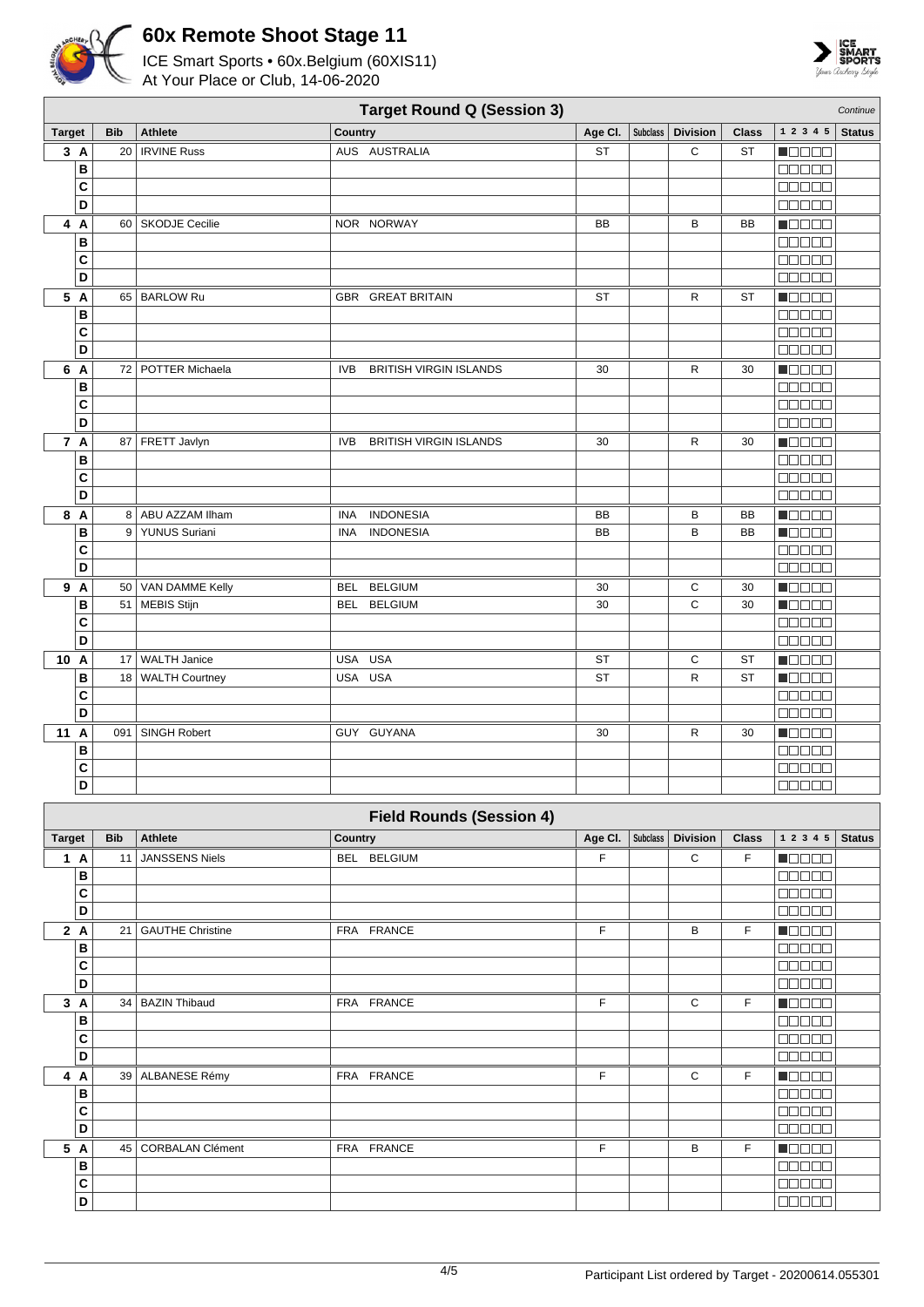# 60x Remote Shoot Stage 11

ICE Smart Sports • 60x.Belgium (60XIS11)
At Your Place or Club, 14-06-2020

## Target Round Q (Session 3)

*Continue*

| Target | Bib | Athlete | Country | Age Cl. | Subclass | Division | Class | 1 2 3 4 5 | Status |
|---|---|---|---|---|---|---|---|---|---|
| 3 A | 20 | IRVINE Russ | AUS AUSTRALIA | ST | | C | ST | ■□□□□ | |
| B | | | | | | | | □□□□□ | |
| C | | | | | | | | □□□□□ | |
| D | | | | | | | | □□□□□ | |
| 4 A | 60 | SKODJE Cecilie | NOR NORWAY | BB | | B | BB | ■□□□□ | |
| B | | | | | | | | □□□□□ | |
| C | | | | | | | | □□□□□ | |
| D | | | | | | | | □□□□□ | |
| 5 A | 65 | BARLOW Ru | GBR GREAT BRITAIN | ST | | R | ST | ■□□□□ | |
| B | | | | | | | | □□□□□ | |
| C | | | | | | | | □□□□□ | |
| D | | | | | | | | □□□□□ | |
| 6 A | 72 | POTTER Michaela | IVB BRITISH VIRGIN ISLANDS | 30 | | R | 30 | ■□□□□ | |
| B | | | | | | | | □□□□□ | |
| C | | | | | | | | □□□□□ | |
| D | | | | | | | | □□□□□ | |
| 7 A | 87 | FRETT Javlyn | IVB BRITISH VIRGIN ISLANDS | 30 | | R | 30 | ■□□□□ | |
| B | | | | | | | | □□□□□ | |
| C | | | | | | | | □□□□□ | |
| D | | | | | | | | □□□□□ | |
| 8 A | 8 | ABU AZZAM Ilham | INA INDONESIA | BB | | B | BB | ■□□□□ | |
| B | 9 | YUNUS Suriani | INA INDONESIA | BB | | B | BB | ■□□□□ | |
| C | | | | | | | | □□□□□ | |
| D | | | | | | | | □□□□□ | |
| 9 A | 50 | VAN DAMME Kelly | BEL BELGIUM | 30 | | C | 30 | ■□□□□ | |
| B | 51 | MEBIS Stijn | BEL BELGIUM | 30 | | C | 30 | ■□□□□ | |
| C | | | | | | | | □□□□□ | |
| D | | | | | | | | □□□□□ | |
| 10 A | 17 | WALTH Janice | USA USA | ST | | C | ST | ■□□□□ | |
| B | 18 | WALTH Courtney | USA USA | ST | | R | ST | ■□□□□ | |
| C | | | | | | | | □□□□□ | |
| D | | | | | | | | □□□□□ | |
| 11 A | 091 | SINGH Robert | GUY GUYANA | 30 | | R | 30 | ■□□□□ | |
| B | | | | | | | | □□□□□ | |
| C | | | | | | | | □□□□□ | |
| D | | | | | | | | □□□□□ | |

## Field Rounds (Session 4)

| Target | Bib | Athlete | Country | Age Cl. | Subclass | Division | Class | 1 2 3 4 5 | Status |
|---|---|---|---|---|---|---|---|---|---|
| 1 A | 11 | JANSSENS Niels | BEL BELGIUM | F | | C | F | ■□□□□ | |
| B | | | | | | | | □□□□□ | |
| C | | | | | | | | □□□□□ | |
| D | | | | | | | | □□□□□ | |
| 2 A | 21 | GAUTHE Christine | FRA FRANCE | F | | B | F | ■□□□□ | |
| B | | | | | | | | □□□□□ | |
| C | | | | | | | | □□□□□ | |
| D | | | | | | | | □□□□□ | |
| 3 A | 34 | BAZIN Thibaud | FRA FRANCE | F | | C | F | ■□□□□ | |
| B | | | | | | | | □□□□□ | |
| C | | | | | | | | □□□□□ | |
| D | | | | | | | | □□□□□ | |
| 4 A | 39 | ALBANESE Rémy | FRA FRANCE | F | | C | F | ■□□□□ | |
| B | | | | | | | | □□□□□ | |
| C | | | | | | | | □□□□□ | |
| D | | | | | | | | □□□□□ | |
| 5 A | 45 | CORBALAN Clément | FRA FRANCE | F | | B | F | ■□□□□ | |
| B | | | | | | | | □□□□□ | |
| C | | | | | | | | □□□□□ | |
| D | | | | | | | | □□□□□ | |

Participant List ordered by Target - 20200614.055301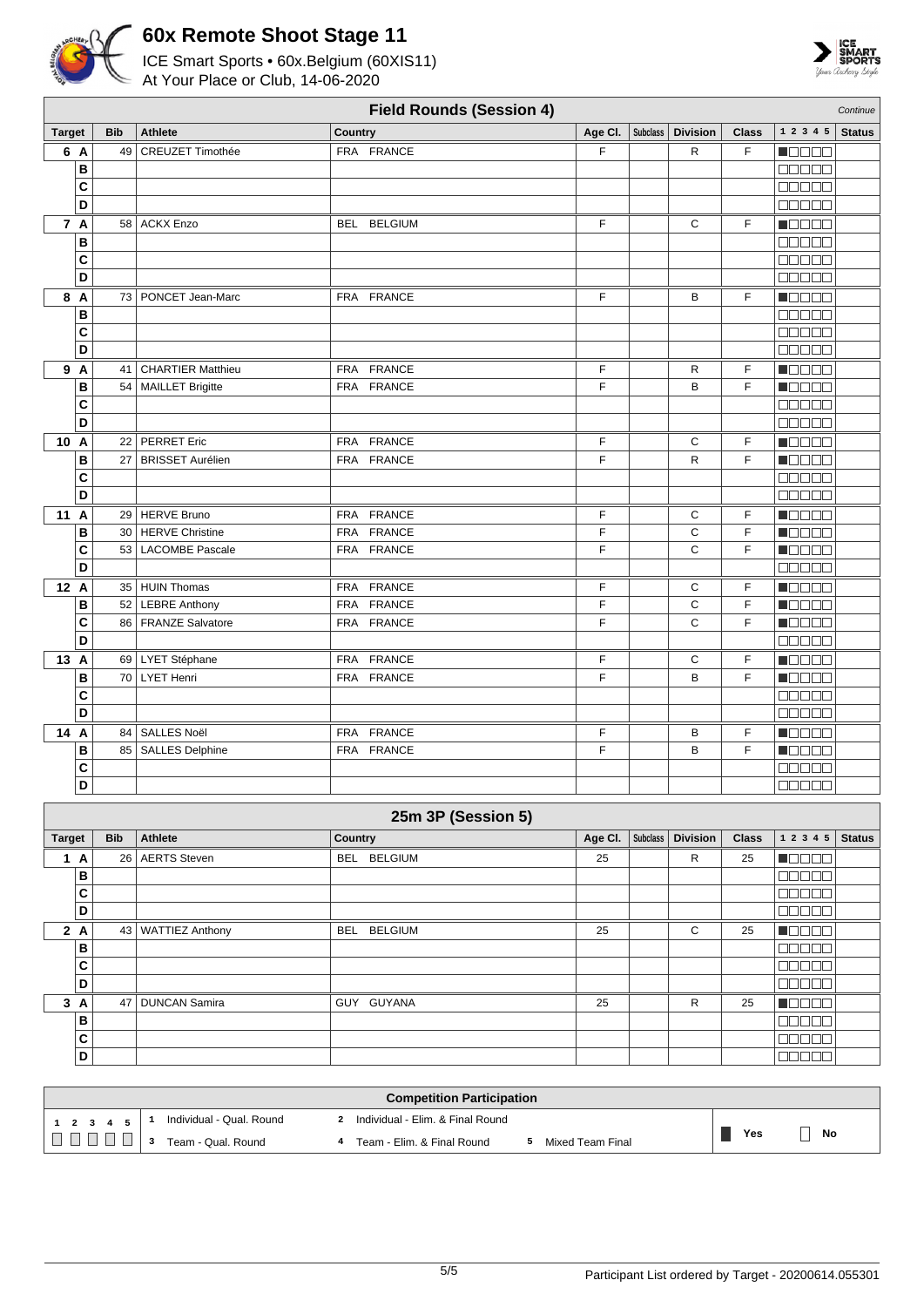# 60x Remote Shoot Stage 11

ICE Smart Sports • 60x.Belgium (60XIS11)
At Your Place or Club, 14-06-2020

## Field Rounds (Session 4)

*Continue*

| Target | | Bib | Athlete | Country | Age Cl. | Subclass | Division | Class | 1 2 3 4 5 | Status |
|---|---|---|---|---|---|---|---|---|---|---|
| 6 | A | 49 | CREUZET Timothée | FRA FRANCE | F | | R | F | ■□□□□ | |
| | B | | | | | | | | □□□□□ | |
| | C | | | | | | | | □□□□□ | |
| | D | | | | | | | | □□□□□ | |
| 7 | A | 58 | ACKX Enzo | BEL BELGIUM | F | | C | F | ■□□□□ | |
| | B | | | | | | | | □□□□□ | |
| | C | | | | | | | | □□□□□ | |
| | D | | | | | | | | □□□□□ | |
| 8 | A | 73 | PONCET Jean-Marc | FRA FRANCE | F | | B | F | ■□□□□ | |
| | B | | | | | | | | □□□□□ | |
| | C | | | | | | | | □□□□□ | |
| | D | | | | | | | | □□□□□ | |
| 9 | A | 41 | CHARTIER Matthieu | FRA FRANCE | F | | R | F | ■□□□□ | |
| | B | 54 | MAILLET Brigitte | FRA FRANCE | F | | B | F | ■□□□□ | |
| | C | | | | | | | | □□□□□ | |
| | D | | | | | | | | □□□□□ | |
| 10 | A | 22 | PERRET Eric | FRA FRANCE | F | | C | F | ■□□□□ | |
| | B | 27 | BRISSET Aurélien | FRA FRANCE | F | | R | F | ■□□□□ | |
| | C | | | | | | | | □□□□□ | |
| | D | | | | | | | | □□□□□ | |
| 11 | A | 29 | HERVE Bruno | FRA FRANCE | F | | C | F | ■□□□□ | |
| | B | 30 | HERVE Christine | FRA FRANCE | F | | C | F | ■□□□□ | |
| | C | 53 | LACOMBE Pascale | FRA FRANCE | F | | C | F | ■□□□□ | |
| | D | | | | | | | | □□□□□ | |
| 12 | A | 35 | HUIN Thomas | FRA FRANCE | F | | C | F | ■□□□□ | |
| | B | 52 | LEBRE Anthony | FRA FRANCE | F | | C | F | ■□□□□ | |
| | C | 86 | FRANZE Salvatore | FRA FRANCE | F | | C | F | ■□□□□ | |
| | D | | | | | | | | □□□□□ | |
| 13 | A | 69 | LYET Stéphane | FRA FRANCE | F | | C | F | ■□□□□ | |
| | B | 70 | LYET Henri | FRA FRANCE | F | | B | F | ■□□□□ | |
| | C | | | | | | | | □□□□□ | |
| | D | | | | | | | | □□□□□ | |
| 14 | A | 84 | SALLES Noël | FRA FRANCE | F | | B | F | ■□□□□ | |
| | B | 85 | SALLES Delphine | FRA FRANCE | F | | B | F | ■□□□□ | |
| | C | | | | | | | | □□□□□ | |
| | D | | | | | | | | □□□□□ | |

## 25m 3P (Session 5)

| Target | | Bib | Athlete | Country | Age Cl. | Subclass | Division | Class | 1 2 3 4 5 | Status |
|---|---|---|---|---|---|---|---|---|---|---|
| 1 | A | 26 | AERTS Steven | BEL BELGIUM | 25 | | R | 25 | ■□□□□ | |
| | B | | | | | | | | □□□□□ | |
| | C | | | | | | | | □□□□□ | |
| | D | | | | | | | | □□□□□ | |
| 2 | A | 43 | WATTIEZ Anthony | BEL BELGIUM | 25 | | C | 25 | ■□□□□ | |
| | B | | | | | | | | □□□□□ | |
| | C | | | | | | | | □□□□□ | |
| | D | | | | | | | | □□□□□ | |
| 3 | A | 47 | DUNCAN Samira | GUY GUYANA | 25 | | R | 25 | ■□□□□ | |
| | B | | | | | | | | □□□□□ | |
| | C | | | | | | | | □□□□□ | |
| | D | | | | | | | | □□□□□ | |

## Competition Participation

1 2 3 4 5 □□□□□

1 Individual - Qual. Round
2 Individual - Elim. & Final Round
3 Team - Qual. Round
4 Team - Elim. & Final Round
5 Mixed Team Final

■ Yes □ No

Participant List ordered by Target - 20200614.055301